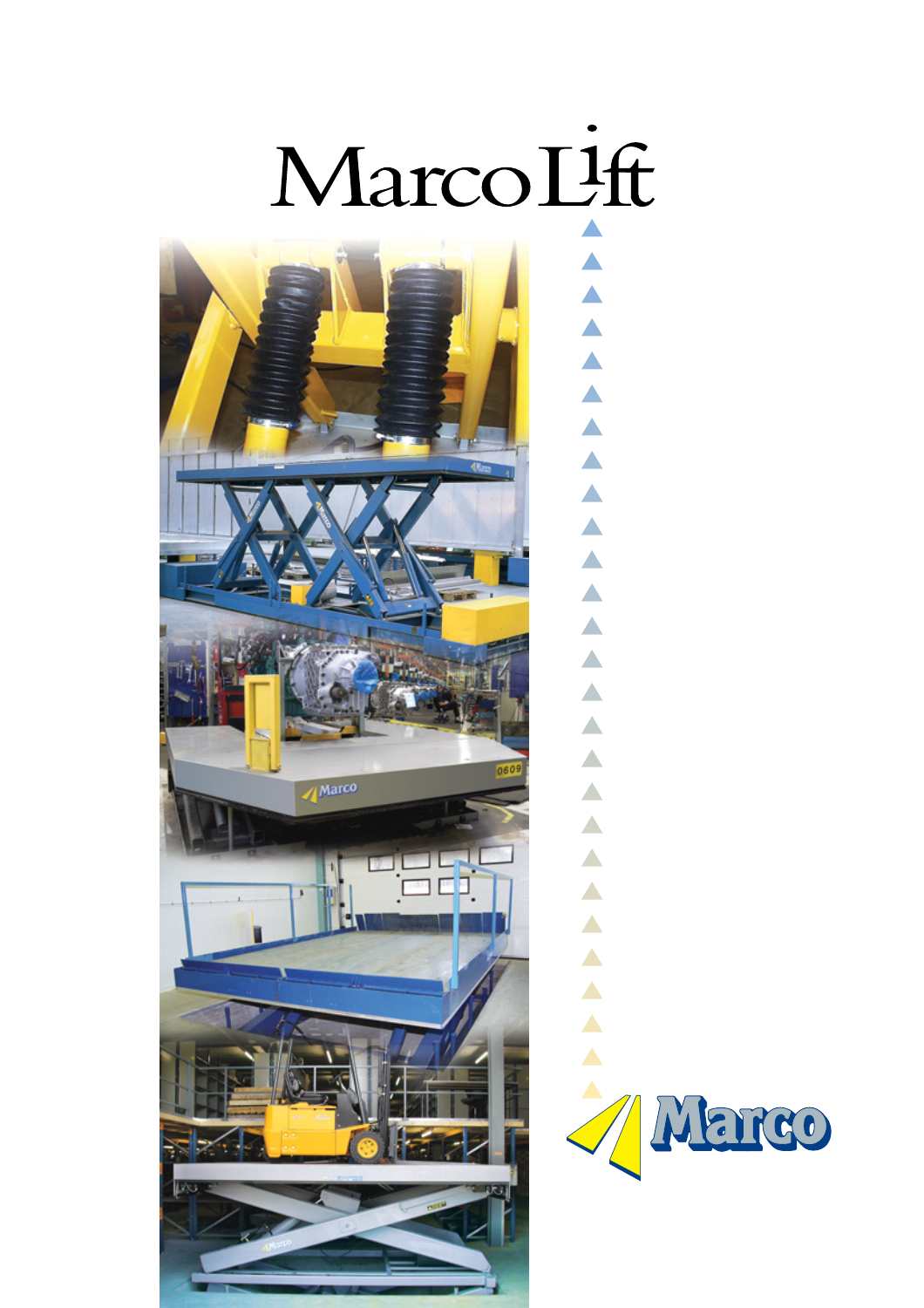# MarcoLift

Marco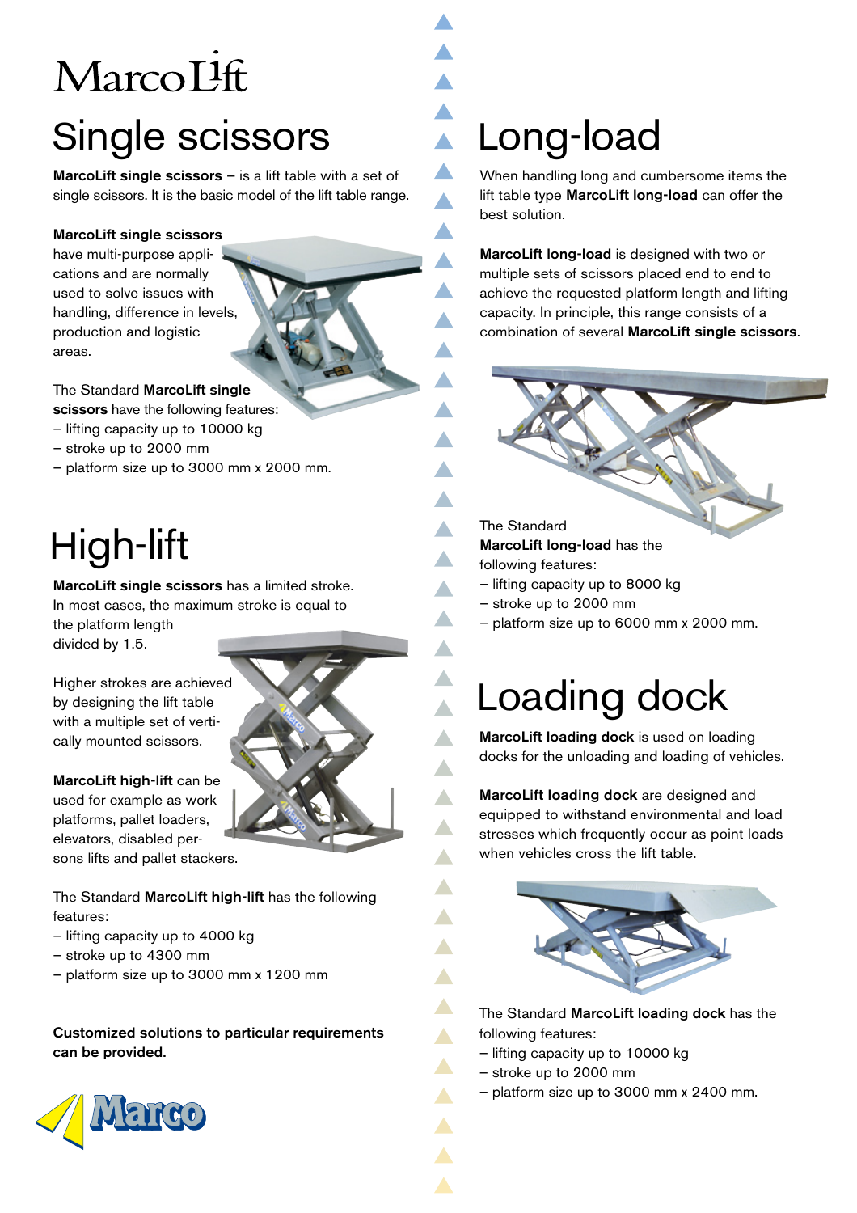MarcoLift

# Single scissors

**MarcoLift single scissors** – is a lift table with a set of single scissors. It is the basic model of the lift table range.

**MarcoLift single scissors** have multi-purpose applications and are normally used to solve issues with handling, difference in levels, production and logistic areas.

The Standard **MarcoLift single scissors** have the following features:
– lifting capacity up to 10000 kg
– stroke up to 2000 mm
– platform size up to 3000 mm x 2000 mm.

# High-lift

**MarcoLift single scissors** has a limited stroke. In most cases, the maximum stroke is equal to the platform length divided by 1.5.

Higher strokes are achieved by designing the lift table with a multiple set of vertically mounted scissors.

**MarcoLift high-lift** can be used for example as work platforms, pallet loaders, elevators, disabled persons lifts and pallet stackers.

The Standard **MarcoLift high-lift** has the following features:
– lifting capacity up to 4000 kg
– stroke up to 4300 mm
– platform size up to 3000 mm x 1200 mm

**Customized solutions to particular requirements can be provided.**

Marco

# Long-load

When handling long and cumbersome items the lift table type **MarcoLift long-load** can offer the best solution.

**MarcoLift long-load** is designed with two or multiple sets of scissors placed end to end to achieve the requested platform length and lifting capacity. In principle, this range consists of a combination of several **MarcoLift single scissors**.

The Standard **MarcoLift long-load** has the following features:
– lifting capacity up to 8000 kg
– stroke up to 2000 mm
– platform size up to 6000 mm x 2000 mm.

# Loading dock

**MarcoLift loading dock** is used on loading docks for the unloading and loading of vehicles.

**MarcoLift loading dock** are designed and equipped to withstand environmental and load stresses which frequently occur as point loads when vehicles cross the lift table.

The Standard **MarcoLift loading dock** has the following features:
– lifting capacity up to 10000 kg
– stroke up to 2000 mm
– platform size up to 3000 mm x 2400 mm.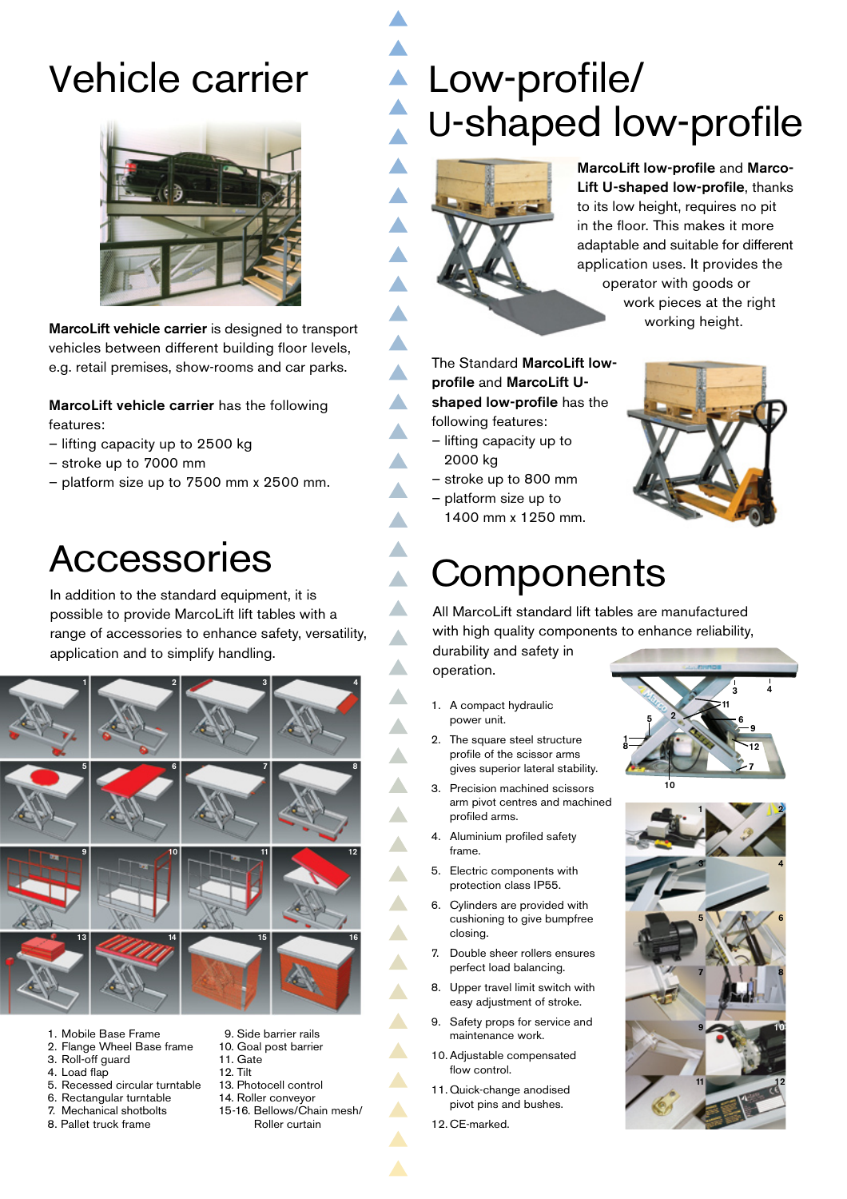# Vehicle carrier

**MarcoLift vehicle carrier** is designed to transport vehicles between different building floor levels, e.g. retail premises, show-rooms and car parks.

**MarcoLift vehicle carrier** has the following features:

- lifting capacity up to 2500 kg
- stroke up to 7000 mm
- platform size up to 7500 mm x 2500 mm.

# Accessories

In addition to the standard equipment, it is possible to provide MarcoLift lift tables with a range of accessories to enhance safety, versatility, application and to simplify handling.

1. Mobile Base Frame
2. Flange Wheel Base frame
3. Roll-off guard
4. Load flap
5. Recessed circular turntable
6. Rectangular turntable
7. Mechanical shotbolts
8. Pallet truck frame
9. Side barrier rails
10. Goal post barrier
11. Gate
12. Tilt
13. Photocell control
14. Roller conveyor
15-16. Bellows/Chain mesh/ Roller curtain

# Low-profile/ U-shaped low-profile

**MarcoLift low-profile** and **MarcoLift U-shaped low-profile**, thanks to its low height, requires no pit in the floor. This makes it more adaptable and suitable for different application uses. It provides the operator with goods or work pieces at the right working height.

The Standard **MarcoLift low-profile** and **MarcoLift U-shaped low-profile** has the following features:

- lifting capacity up to 2000 kg
- stroke up to 800 mm
- platform size up to 1400 mm x 1250 mm.

# Components

All MarcoLift standard lift tables are manufactured with high quality components to enhance reliability, durability and safety in operation.

1. A compact hydraulic power unit.
2. The square steel structure profile of the scissor arms gives superior lateral stability.
3. Precision machined scissors arm pivot centres and machined profiled arms.
4. Aluminium profiled safety frame.
5. Electric components with protection class IP55.
6. Cylinders are provided with cushioning to give bumpfree closing.
7. Double sheer rollers ensures perfect load balancing.
8. Upper travel limit switch with easy adjustment of stroke.
9. Safety props for service and maintenance work.
10. Adjustable compensated flow control.
11. Quick-change anodised pivot pins and bushes.
12. CE-marked.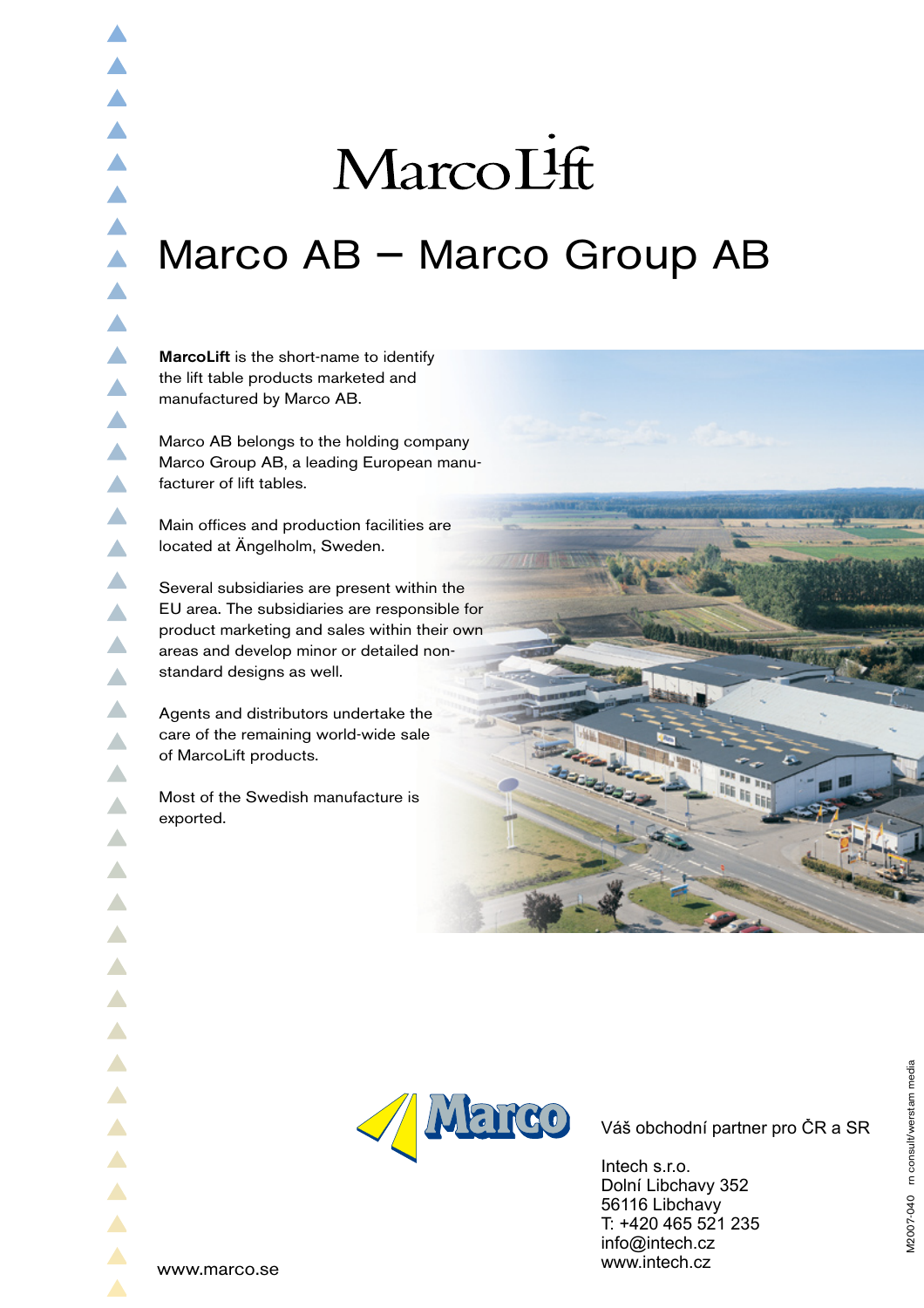# MarcoLift

## Marco AB – Marco Group AB

**MarcoLift** is the short-name to identify the lift table products marketed and manufactured by Marco AB.

Marco AB belongs to the holding company Marco Group AB, a leading European manufacturer of lift tables.

Main offices and production facilities are located at Ängelholm, Sweden.

Several subsidiaries are present within the EU area. The subsidiaries are responsible for product marketing and sales within their own areas and develop minor or detailed non-standard designs as well.

Agents and distributors undertake the care of the remaining world-wide sale of MarcoLift products.

Most of the Swedish manufacture is exported.

Marco

Váš obchodní partner pro ČR a SR

Intech s.r.o.
Dolní Libchavy 352
56116 Libchavy
T: +420 465 521 235
info@intech.cz
www.intech.cz

www.marco.se

M2007-040 m consult/werstam media